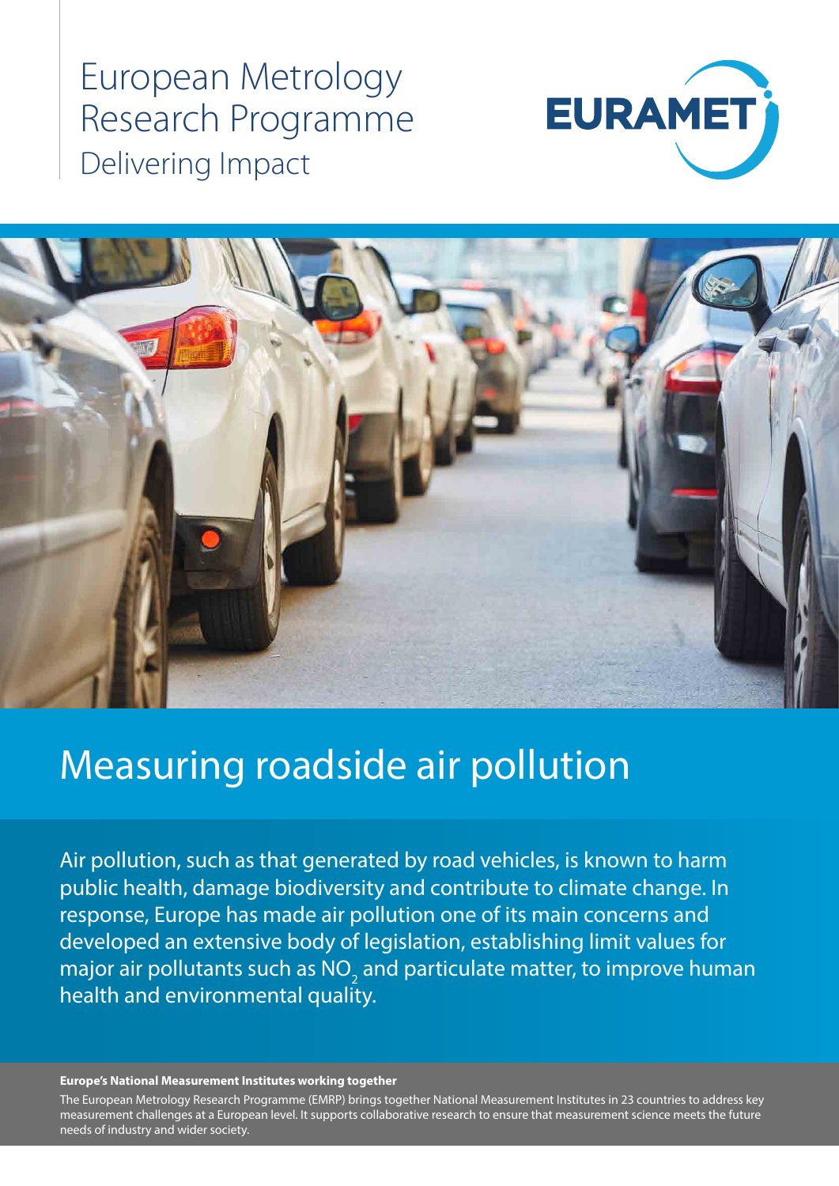European Metrology Research Programme

Delivering Impact

EURAMET

# Measuring roadside air pollution

Air pollution, such as that generated by road vehicles, is known to harm public health, damage biodiversity and contribute to climate change. In response, Europe has made air pollution one of its main concerns and developed an extensive body of legislation, establishing limit values for major air pollutants such as $NO_2$ and particulate matter, to improve human health and environmental quality.

**Europe's National Measurement Institutes working together**

The European Metrology Research Programme (EMRP) brings together National Measurement Institutes in 23 countries to address key measurement challenges at a European level. It supports collaborative research to ensure that measurement science meets the future needs of industry and wider society.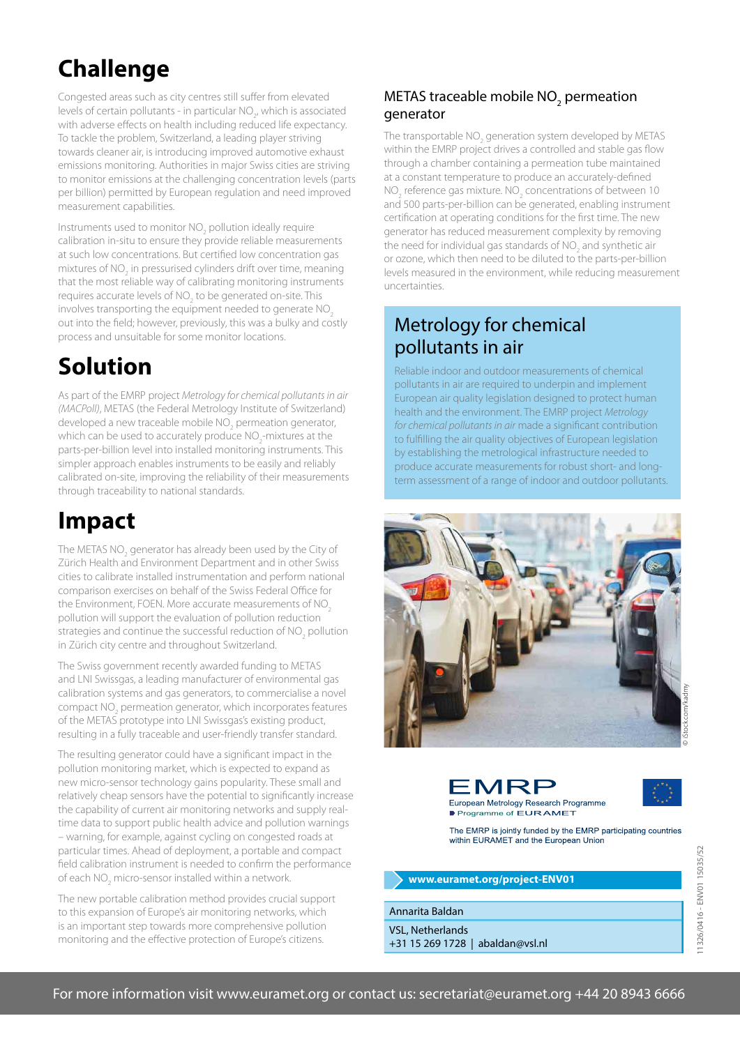# Challenge

Congested areas such as city centres still suffer from elevated levels of certain pollutants - in particular $NO_2$, which is associated with adverse effects on health including reduced life expectancy. To tackle the problem, Switzerland, a leading player striving towards cleaner air, is introducing improved automotive exhaust emissions monitoring. Authorities in major Swiss cities are striving to monitor emissions at the challenging concentration levels (parts per billion) permitted by European regulation and need improved measurement capabilities.

Instruments used to monitor $NO_2$ pollution ideally require calibration in-situ to ensure they provide reliable measurements at such low concentrations. But certified low concentration gas mixtures of $NO_2$ in pressurised cylinders drift over time, meaning that the most reliable way of calibrating monitoring instruments requires accurate levels of $NO_2$ to be generated on-site. This involves transporting the equipment needed to generate $NO_2$ out into the field; however, previously, this was a bulky and costly process and unsuitable for some monitor locations.

# Solution

As part of the EMRP project *Metrology for chemical pollutants in air (MACPoll)*, METAS (the Federal Metrology Institute of Switzerland) developed a new traceable mobile $NO_2$ permeation generator, which can be used to accurately produce $NO_2$-mixtures at the parts-per-billion level into installed monitoring instruments. This simpler approach enables instruments to be easily and reliably calibrated on-site, improving the reliability of their measurements through traceability to national standards.

# Impact

The METAS $NO_2$ generator has already been used by the City of Zürich Health and Environment Department and in other Swiss cities to calibrate installed instrumentation and perform national comparison exercises on behalf of the Swiss Federal Office for the Environment, FOEN. More accurate measurements of $NO_2$ pollution will support the evaluation of pollution reduction strategies and continue the successful reduction of $NO_2$ pollution in Zürich city centre and throughout Switzerland.

The Swiss government recently awarded funding to METAS and LNI Swissgas, a leading manufacturer of environmental gas calibration systems and gas generators, to commercialise a novel compact $NO_2$ permeation generator, which incorporates features of the METAS prototype into LNI Swissgas's existing product, resulting in a fully traceable and user-friendly transfer standard.

The resulting generator could have a significant impact in the pollution monitoring market, which is expected to expand as new micro-sensor technology gains popularity. These small and relatively cheap sensors have the potential to significantly increase the capability of current air monitoring networks and supply real-time data to support public health advice and pollution warnings – warning, for example, against cycling on congested roads at particular times. Ahead of deployment, a portable and compact field calibration instrument is needed to confirm the performance of each $NO_2$ micro-sensor installed within a network.

The new portable calibration method provides crucial support to this expansion of Europe's air monitoring networks, which is an important step towards more comprehensive pollution monitoring and the effective protection of Europe's citizens.

## METAS traceable mobile $NO_2$ permeation generator

The transportable $NO_2$ generation system developed by METAS within the EMRP project drives a controlled and stable gas flow through a chamber containing a permeation tube maintained at a constant temperature to produce an accurately-defined $NO_2$ reference gas mixture. $NO_2$ concentrations of between 10 and 500 parts-per-billion can be generated, enabling instrument certification at operating conditions for the first time. The new generator has reduced measurement complexity by removing the need for individual gas standards of $NO_2$ and synthetic air or ozone, which then need to be diluted to the parts-per-billion levels measured in the environment, while reducing measurement uncertainties.

## Metrology for chemical pollutants in air

Reliable indoor and outdoor measurements of chemical pollutants in air are required to underpin and implement European air quality legislation designed to protect human health and the environment. The EMRP project *Metrology for chemical pollutants in air* made a significant contribution to fulfilling the air quality objectives of European legislation by establishing the metrological infrastructure needed to produce accurate measurements for robust short- and long-term assessment of a range of indoor and outdoor pollutants.

© iStock.com/kadmy

EMRP
European Metrology Research Programme
Programme of EURAMET

The EMRP is jointly funded by the EMRP participating countries within EURAMET and the European Union

www.euramet.org/project-ENV01

Annarita Baldan
VSL, Netherlands
+31 15 269 1728 | abaldan@vsl.nl

11326/0416 - ENV01 15035/52

For more information visit www.euramet.org or contact us: secretariat@euramet.org +44 20 8943 6666